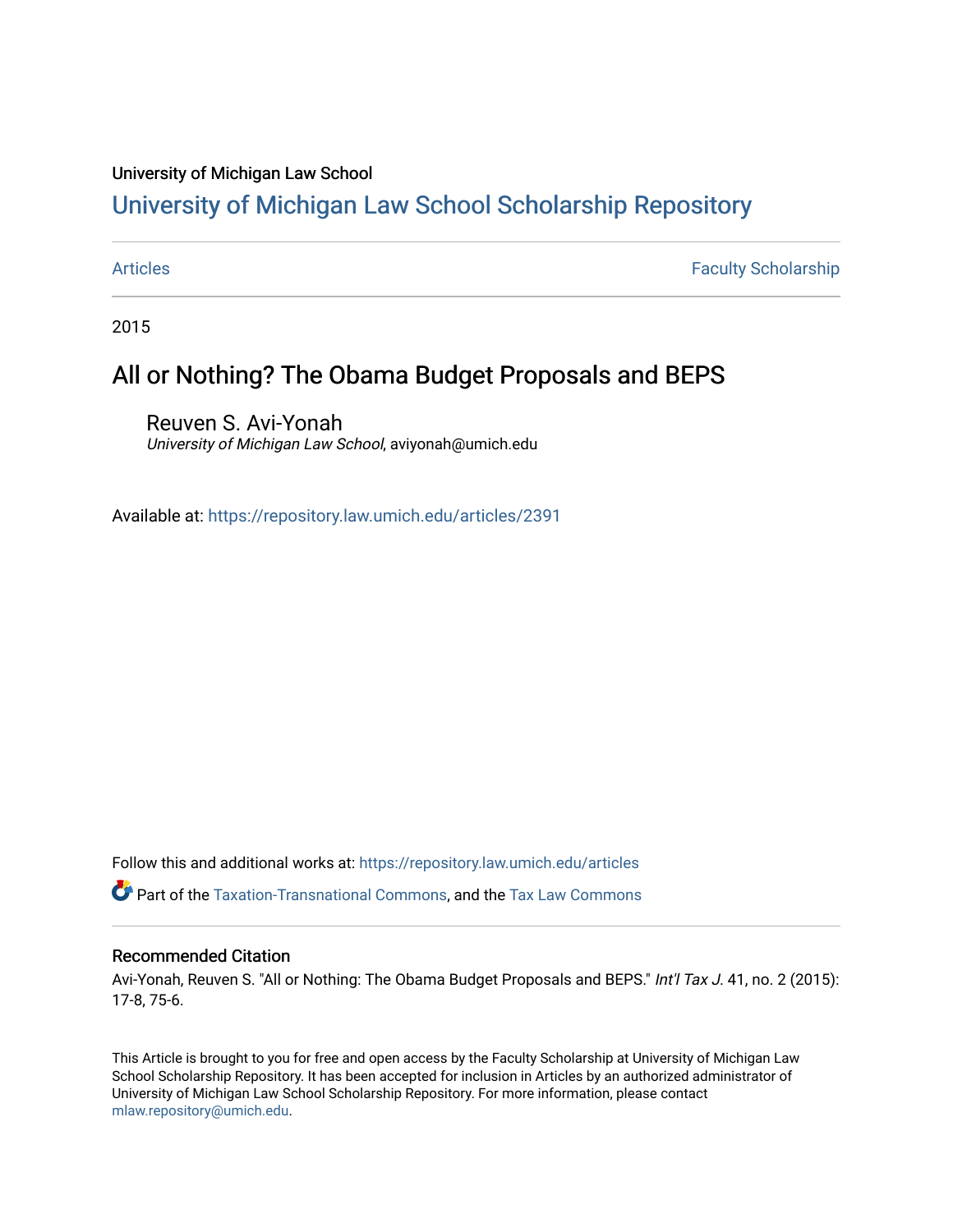University of Michigan Law School

# University of Michigan Law School Scholarship Repository

Articles | Faculty Scholarship

2015

## All or Nothing? The Obama Budget Proposals and BEPS

Reuven S. Avi-Yonah
*University of Michigan Law School*, aviyonah@umich.edu

Available at: https://repository.law.umich.edu/articles/2391

Follow this and additional works at: https://repository.law.umich.edu/articles

Part of the Taxation-Transnational Commons, and the Tax Law Commons

### Recommended Citation

Avi-Yonah, Reuven S. "All or Nothing: The Obama Budget Proposals and BEPS." *Int'l Tax J.* 41, no. 2 (2015): 17-8, 75-6.

This Article is brought to you for free and open access by the Faculty Scholarship at University of Michigan Law School Scholarship Repository. It has been accepted for inclusion in Articles by an authorized administrator of University of Michigan Law School Scholarship Repository. For more information, please contact mlaw.repository@umich.edu.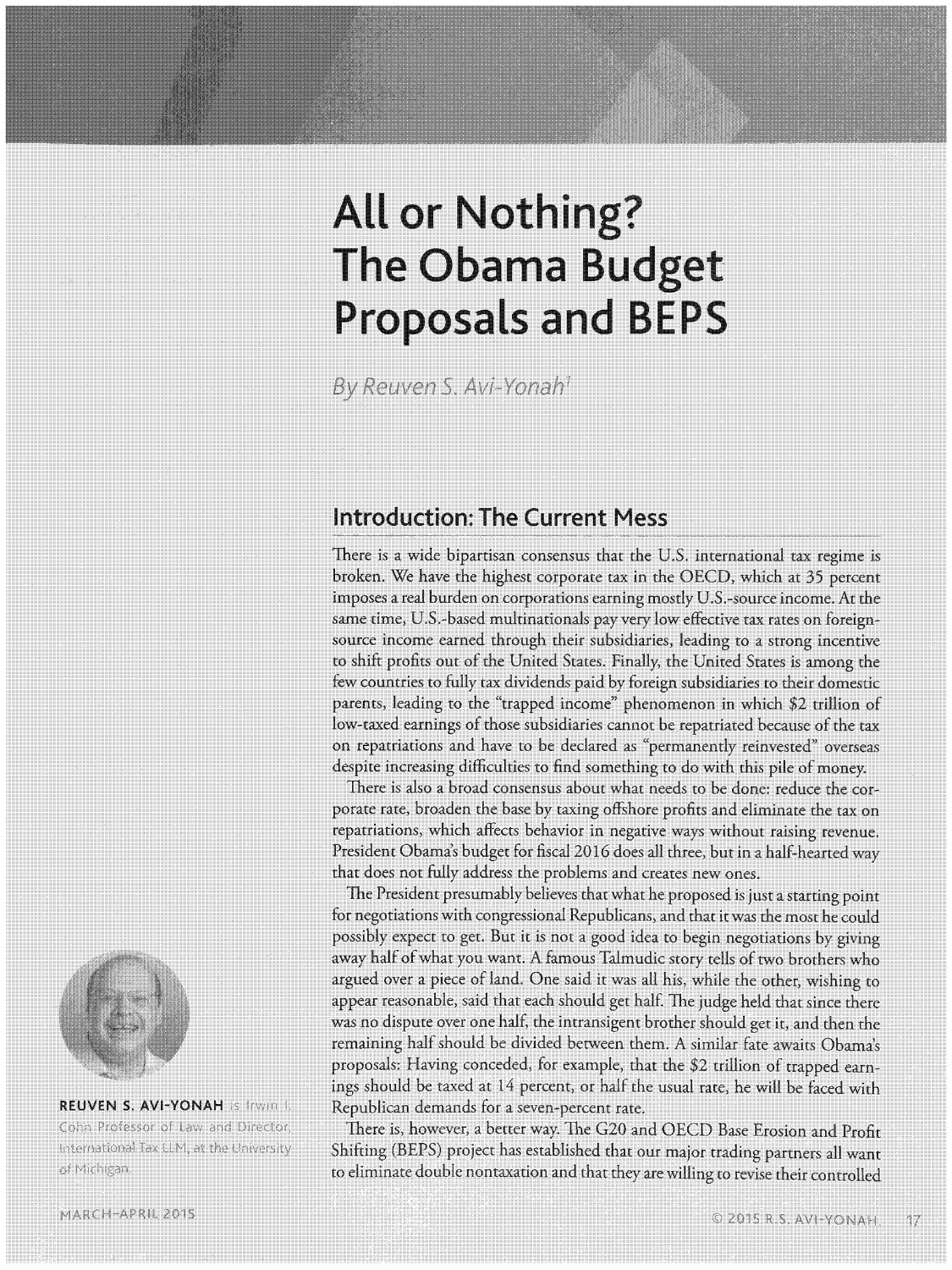# All or Nothing? The Obama Budget Proposals and BEPS

*By Reuven S. Avi-Yonah[1]*

**REUVEN S. AVI-YONAH** is Irwin I. Cohn Professor of Law and Director, International Tax LLM, at the University of Michigan.

## Introduction: The Current Mess

There is a wide bipartisan consensus that the U.S. international tax regime is broken. We have the highest corporate tax in the OECD, which at 35 percent imposes a real burden on corporations earning mostly U.S.-source income. At the same time, U.S.-based multinationals pay very low effective tax rates on foreign-source income earned through their subsidiaries, leading to a strong incentive to shift profits out of the United States. Finally, the United States is among the few countries to fully tax dividends paid by foreign subsidiaries to their domestic parents, leading to the "trapped income" phenomenon in which $2 trillion of low-taxed earnings of those subsidiaries cannot be repatriated because of the tax on repatriations and have to be declared as "permanently reinvested" overseas despite increasing difficulties to find something to do with this pile of money.

There is also a broad consensus about what needs to be done: reduce the corporate rate, broaden the base by taxing offshore profits and eliminate the tax on repatriations, which affects behavior in negative ways without raising revenue. President Obama's budget for fiscal 2016 does all three, but in a half-hearted way that does not fully address the problems and creates new ones.

The President presumably believes that what he proposed is just a starting point for negotiations with congressional Republicans, and that it was the most he could possibly expect to get. But it is not a good idea to begin negotiations by giving away half of what you want. A famous Talmudic story tells of two brothers who argued over a piece of land. One said it was all his, while the other, wishing to appear reasonable, said that each should get half. The judge held that since there was no dispute over one half, the intransigent brother should get it, and then the remaining half should be divided between them. A similar fate awaits Obama's proposals: Having conceded, for example, that the $2 trillion of trapped earnings should be taxed at 14 percent, or half the usual rate, he will be faced with Republican demands for a seven-percent rate.

There is, however, a better way. The G20 and OECD Base Erosion and Profit Shifting (BEPS) project has established that our major trading partners all want to eliminate double nontaxation and that they are willing to revise their controlled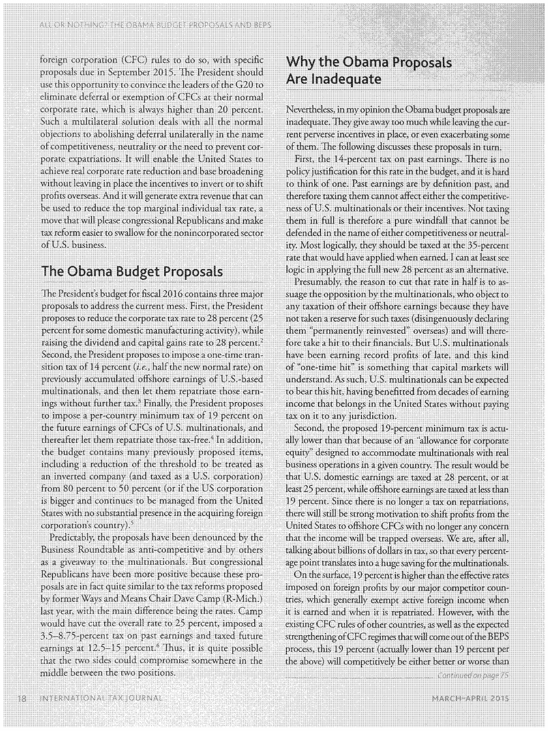foreign corporation (CFC) rules to do so, with specific proposals due in September 2015. The President should use this opportunity to convince the leaders of the G20 to eliminate deferral or exemption of CFCs at their normal corporate rate, which is always higher than 20 percent. Such a multilateral solution deals with all the normal objections to abolishing deferral unilaterally in the name of competitiveness, neutrality or the need to prevent corporate expatriations. It will enable the United States to achieve real corporate rate reduction and base broadening without leaving in place the incentives to invert or to shift profits overseas. And it will generate extra revenue that can be used to reduce the top marginal individual tax rate, a move that will please congressional Republicans and make tax reform easier to swallow for the nonincorporated sector of U.S. business.

## The Obama Budget Proposals

The President's budget for fiscal 2016 contains three major proposals to address the current mess. First, the President proposes to reduce the corporate tax rate to 28 percent (25 percent for some domestic manufacturing activity), while raising the dividend and capital gains rate to 28 percent.[2] Second, the President proposes to impose a one-time transition tax of 14 percent (*i.e.*, half the new normal rate) on previously accumulated offshore earnings of U.S.-based multinationals, and then let them repatriate those earnings without further tax.[3] Finally, the President proposes to impose a per-country minimum tax of 19 percent on the future earnings of CFCs of U.S. multinationals, and thereafter let them repatriate those tax-free.[4] In addition, the budget contains many previously proposed items, including a reduction of the threshold to be treated as an inverted company (and taxed as a U.S. corporation) from 80 percent to 50 percent (or if the US corporation is bigger and continues to be managed from the United States with no substantial presence in the acquiring foreign corporation's country).[5]

Predictably, the proposals have been denounced by the Business Roundtable as anti-competitive and by others as a giveaway to the multinationals. But congressional Republicans have been more positive because these proposals are in fact quite similar to the tax reforms proposed by former Ways and Means Chair Dave Camp (R-Mich.) last year, with the main difference being the rates. Camp would have cut the overall rate to 25 percent, imposed a 3.5–8.75-percent tax on past earnings and taxed future earnings at 12.5–15 percent.[6] Thus, it is quite possible that the two sides could compromise somewhere in the middle between the two positions.

## Why the Obama Proposals Are Inadequate

Nevertheless, in my opinion the Obama budget proposals are inadequate. They give away too much while leaving the current perverse incentives in place, or even exacerbating some of them. The following discusses these proposals in turn.

First, the 14-percent tax on past earnings. There is no policy justification for this rate in the budget, and it is hard to think of one. Past earnings are by definition past, and therefore taxing them cannot affect either the competitiveness of U.S. multinationals or their incentives. Not taxing them in full is therefore a pure windfall that cannot be defended in the name of either competitiveness or neutrality. Most logically, they should be taxed at the 35-percent rate that would have applied when earned. I can at least see logic in applying the full new 28 percent as an alternative.

Presumably, the reason to cut that rate in half is to assuage the opposition by the multinationals, who object to any taxation of their offshore earnings because they have not taken a reserve for such taxes (disingenuously declaring them "permanently reinvested" overseas) and will therefore take a hit to their financials. But U.S. multinationals have been earning record profits of late, and this kind of "one-time hit" is something that capital markets will understand. As such, U.S. multinationals can be expected to bear this hit, having benefitted from decades of earning income that belongs in the United States without paying tax on it to any jurisdiction.

Second, the proposed 19-percent minimum tax is actually lower than that because of an "allowance for corporate equity" designed to accommodate multinationals with real business operations in a given country. The result would be that U.S. domestic earnings are taxed at 28 percent, or at least 25 percent, while offshore earnings are taxed at less than 19 percent. Since there is no longer a tax on repatriations, there will still be strong motivation to shift profits from the United States to offshore CFCs with no longer any concern that the income will be trapped overseas. We are, after all, talking about billions of dollars in tax, so that every percentage point translates into a huge saving for the multinationals.

On the surface, 19 percent is higher than the effective rates imposed on foreign profits by our major competitor countries, which generally exempt active foreign income when it is earned and when it is repatriated. However, with the existing CFC rules of other countries, as well as the expected strengthening of CFC regimes that will come out of the BEPS process, this 19 percent (actually lower than 19 percent per the above) will competitively be either better or worse than

*Continued on page 75*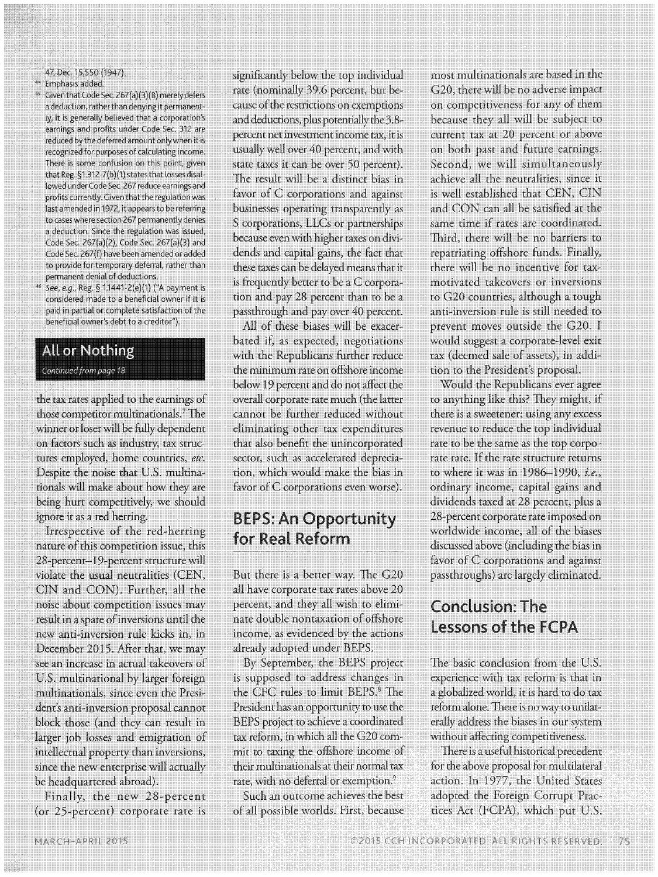47, Dec. 15,550 (1947).

[44] Emphasis added.

[45] Given that Code Sec. 267(a)(3)(B) merely defers a deduction, rather than denying it permanently, it is generally believed that a corporation's earnings and profits under Code Sec. 312 are reduced by the deferred amount only when it is recognized for purposes of calculating income. There is some confusion on this point, given that Reg. §1.312-7(b)(1) states that losses disallowed under Code Sec. 267 reduce earnings and profits currently. Given that the regulation was last amended in 1972, it appears to be referring to cases where section 267 permanently denies a deduction. Since the regulation was issued, Code Sec. 267(a)(2), Code Sec. 267(a)(3) and Code Sec. 267(f) have been amended or added to provide for temporary deferral, rather than permanent denial of deductions.

[46] *See, e.g.*, Reg. § 1.1441-2(e)(1) ("A payment is considered made to a beneficial owner if it is paid in partial or complete satisfaction of the beneficial owner's debt to a creditor").

## All or Nothing

*Continued from page 18*

the tax rates applied to the earnings of those competitor multinationals.[7] The winner or loser will be fully dependent on factors such as industry, tax structures employed, home countries, *etc.* Despite the noise that U.S. multinationals will make about how they are being hurt competitively, we should ignore it as a red herring.

Irrespective of the red-herring nature of this competition issue, this 28-percent–19-percent structure will violate the usual neutralities (CEN, CIN and CON). Further, all the noise about competition issues may result in a spate of inversions until the new anti-inversion rule kicks in, in December 2015. After that, we may see an increase in actual takeovers of U.S. multinational by larger foreign multinationals, since even the President's anti-inversion proposal cannot block those (and they can result in larger job losses and emigration of intellectual property than inversions, since the new enterprise will actually be headquartered abroad).

Finally, the new 28-percent (or 25-percent) corporate rate is significantly below the top individual rate (nominally 39.6 percent, but because of the restrictions on exemptions and deductions, plus potentially the 3.8-percent net investment income tax, it is usually well over 40 percent, and with state taxes it can be over 50 percent). The result will be a distinct bias in favor of C corporations and against businesses operating transparently as S corporations, LLCs or partnerships because even with higher taxes on dividends and capital gains, the fact that these taxes can be delayed means that it is frequently better to be a C corporation and pay 28 percent than to be a passthrough and pay over 40 percent.

All of these biases will be exacerbated if, as expected, negotiations with the Republicans further reduce the minimum rate on offshore income below 19 percent and do not affect the overall corporate rate much (the latter cannot be further reduced without eliminating other tax expenditures that also benefit the unincorporated sector, such as accelerated depreciation, which would make the bias in favor of C corporations even worse).

## BEPS: An Opportunity for Real Reform

But there is a better way. The G20 all have corporate tax rates above 20 percent, and they all wish to eliminate double nontaxation of offshore income, as evidenced by the actions already adopted under BEPS.

By September, the BEPS project is supposed to address changes in the CFC rules to limit BEPS.[8] The President has an opportunity to use the BEPS project to achieve a coordinated tax reform, in which all the G20 commit to taxing the offshore income of their multinationals at their normal tax rate, with no deferral or exemption.[9]

Such an outcome achieves the best of all possible worlds. First, because most multinationals are based in the G20, there will be no adverse impact on competitiveness for any of them because they all will be subject to current tax at 20 percent or above on both past and future earnings. Second, we will simultaneously achieve all the neutralities, since it is well established that CEN, CIN and CON can all be satisfied at the same time if rates are coordinated. Third, there will be no barriers to repatriating offshore funds. Finally, there will be no incentive for tax-motivated takeovers or inversions to G20 countries, although a tough anti-inversion rule is still needed to prevent moves outside the G20. I would suggest a corporate-level exit tax (deemed sale of assets), in addition to the President's proposal.

Would the Republicans ever agree to anything like this? They might, if there is a sweetener: using any excess revenue to reduce the top individual rate to be the same as the top corporate rate rate. If the rate structure returns to where it was in 1986–1990, *i.e.*, ordinary income, capital gains and dividends taxed at 28 percent, plus a 28-percent corporate rate imposed on worldwide income, all of the biases discussed above (including the bias in favor of C corporations and against passthroughs) are largely eliminated.

## Conclusion: The Lessons of the FCPA

The basic conclusion from the U.S. experience with tax reform is that in a globalized world, it is hard to do tax reform alone. There is no way to unilaterally address the biases in our system without affecting competitiveness.

There is a useful historical precedent for the above proposal for multilateral action. In 1977, the United States adopted the Foreign Corrupt Practices Act (FCPA), which put U.S.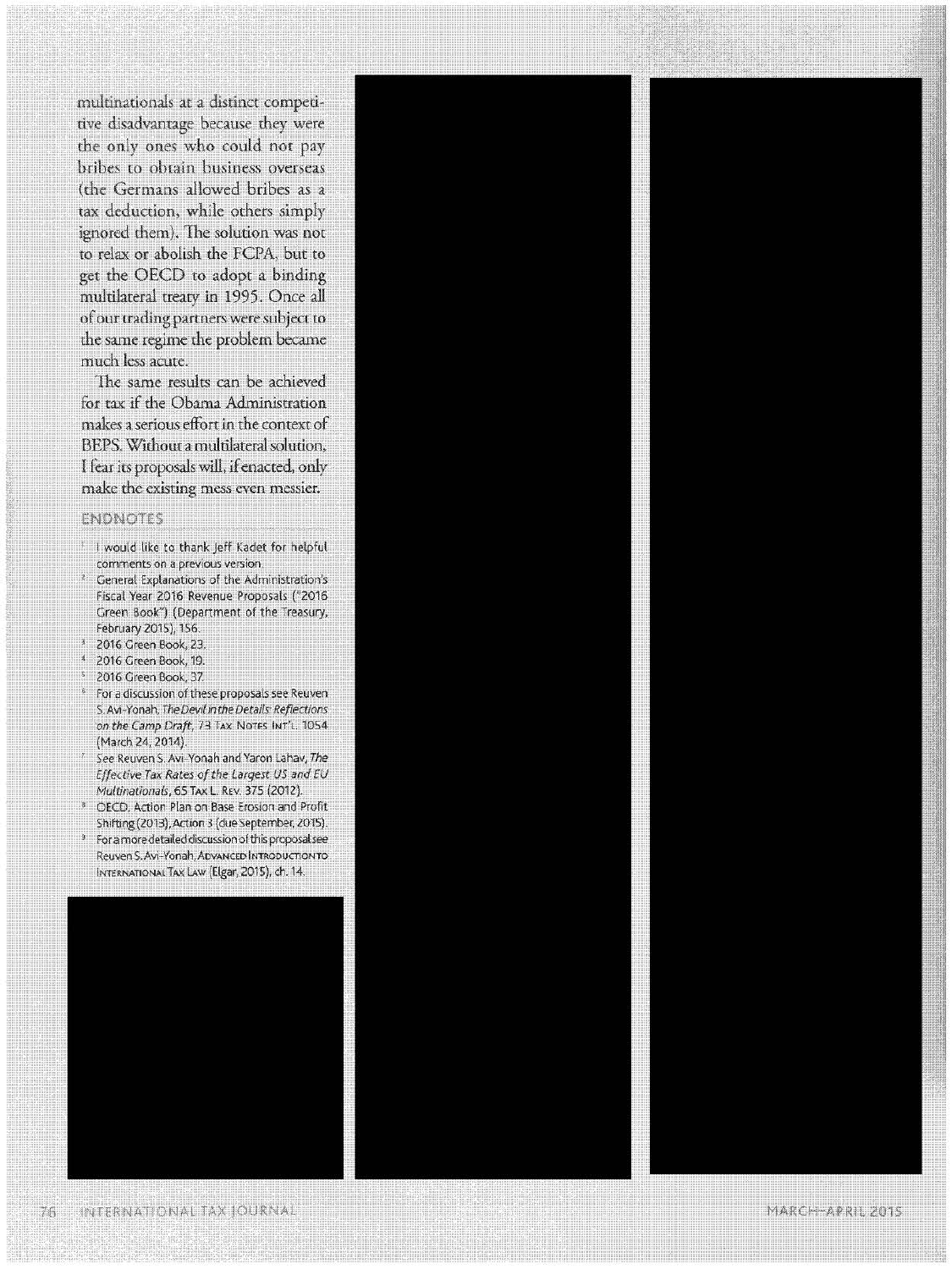multinationals at a distinct competitive disadvantage because they were the only ones who could not pay bribes to obtain business overseas (the Germans allowed bribes as a tax deduction, while others simply ignored them). The solution was not to relax or abolish the FCPA, but to get the OECD to adopt a binding multilateral treaty in 1995. Once all of our trading partners were subject to the same regime the problem became much less acute.

The same results can be achieved for tax if the Obama Administration makes a serious effort in the context of BEPS. Without a multilateral solution, I fear its proposals will, if enacted, only make the existing mess even messier.

## ENDNOTES

1. I would like to thank Jeff Kadet for helpful comments on a previous version.
2. General Explanations of the Administration's Fiscal Year 2016 Revenue Proposals ("2016 Green Book") (Department of the Treasury, February 2015), 156.
3. 2016 Green Book, 23.
4. 2016 Green Book, 19.
5. 2016 Green Book, 37.
6. For a discussion of these proposals see Reuven S. Avi-Yonah, *The Devil in the Details: Reflections on the Camp Draft*, 73 Tax Notes Int'l 1054 (March 24, 2014).
7. *See* Reuven S. Avi-Yonah and Yaron Lahav, *The Effective Tax Rates of the Largest US and EU Multinationals*, 65 Tax L. Rev. 375 (2012).
8. OECD, Action Plan on Base Erosion and Profit Shifting (2013), Action 3 (due September, 2015).
9. For a more detailed discussion of this proposal see Reuven S. Avi-Yonah, Advanced Introduction to International Tax Law (Elgar, 2015), ch. 14.